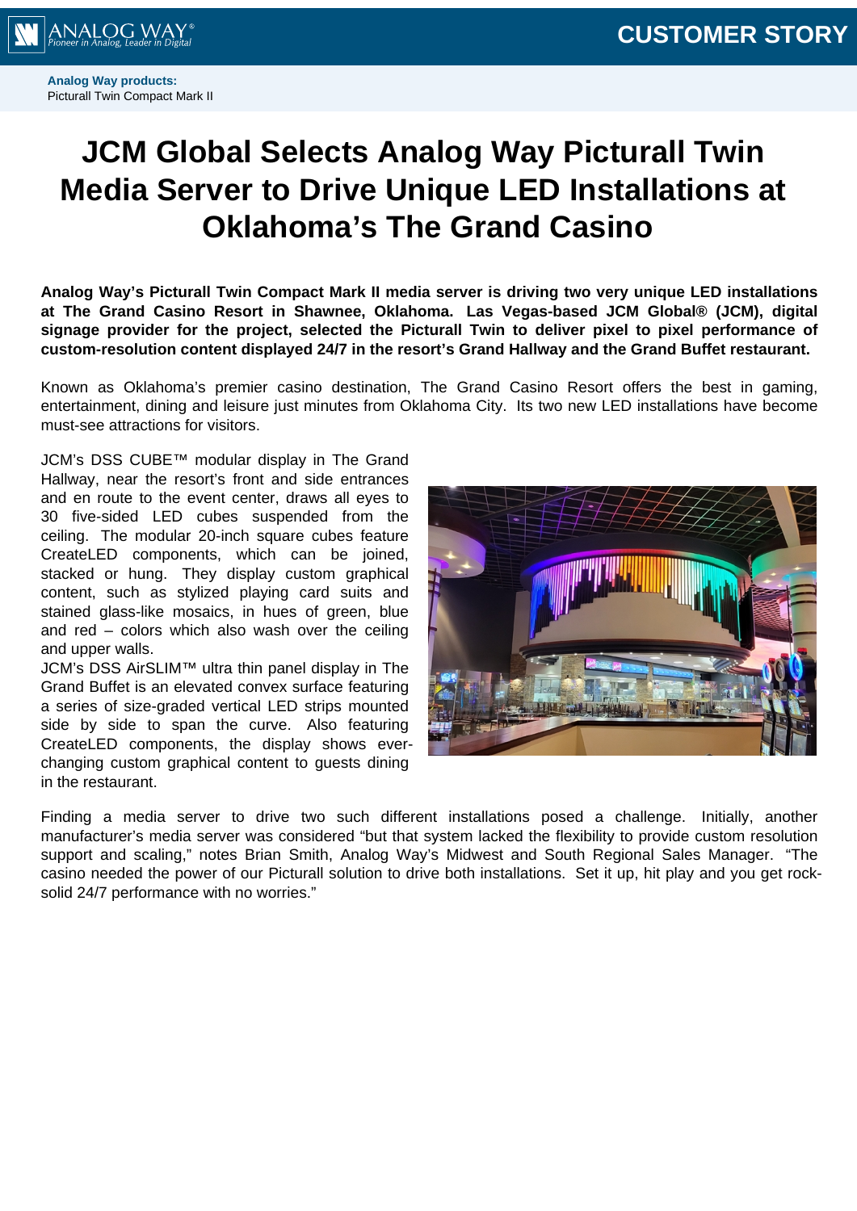CUSTOMER STORY

**Analog Way products:**
Picturall Twin Compact Mark II

# JCM Global Selects Analog Way Picturall Twin Media Server to Drive Unique LED Installations at Oklahoma's The Grand Casino

**Analog Way's Picturall Twin Compact Mark II media server is driving two very unique LED installations at The Grand Casino Resort in Shawnee, Oklahoma. Las Vegas-based JCM Global® (JCM), digital signage provider for the project, selected the Picturall Twin to deliver pixel to pixel performance of custom-resolution content displayed 24/7 in the resort's Grand Hallway and the Grand Buffet restaurant.**

Known as Oklahoma's premier casino destination, The Grand Casino Resort offers the best in gaming, entertainment, dining and leisure just minutes from Oklahoma City. Its two new LED installations have become must-see attractions for visitors.

JCM's DSS CUBE™ modular display in The Grand Hallway, near the resort's front and side entrances and en route to the event center, draws all eyes to 30 five-sided LED cubes suspended from the ceiling. The modular 20-inch square cubes feature CreateLED components, which can be joined, stacked or hung. They display custom graphical content, such as stylized playing card suits and stained glass-like mosaics, in hues of green, blue and red – colors which also wash over the ceiling and upper walls.

JCM's DSS AirSLIM™ ultra thin panel display in The Grand Buffet is an elevated convex surface featuring a series of size-graded vertical LED strips mounted side by side to span the curve. Also featuring CreateLED components, the display shows ever-changing custom graphical content to guests dining in the restaurant.

Finding a media server to drive two such different installations posed a challenge. Initially, another manufacturer's media server was considered "but that system lacked the flexibility to provide custom resolution support and scaling," notes Brian Smith, Analog Way's Midwest and South Regional Sales Manager. "The casino needed the power of our Picturall solution to drive both installations. Set it up, hit play and you get rock-solid 24/7 performance with no worries."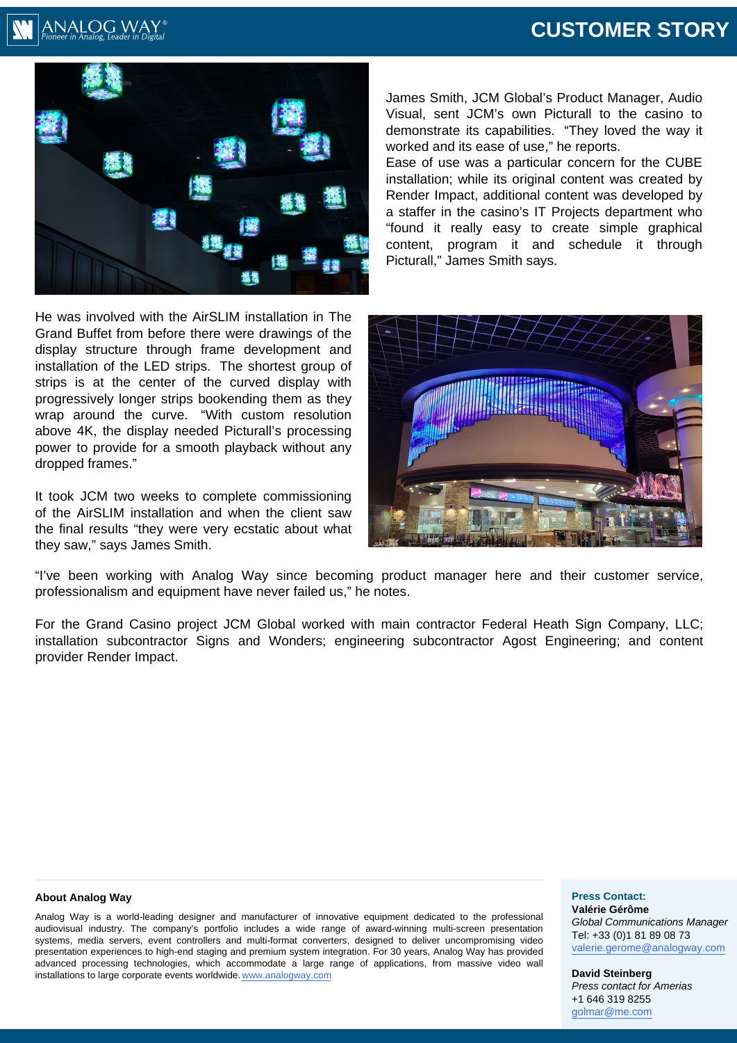James Smith, JCM Global's Product Manager, Audio Visual, sent JCM's own Picturall to the casino to demonstrate its capabilities. "They loved the way it worked and its ease of use," he reports.

Ease of use was a particular concern for the CUBE installation; while its original content was created by Render Impact, additional content was developed by a staffer in the casino's IT Projects department who "found it really easy to create simple graphical content, program it and schedule it through Picturall," James Smith says.

He was involved with the AirSLIM installation in The Grand Buffet from before there were drawings of the display structure through frame development and installation of the LED strips. The shortest group of strips is at the center of the curved display with progressively longer strips bookending them as they wrap around the curve. "With custom resolution above 4K, the display needed Picturall's processing power to provide for a smooth playback without any dropped frames."

It took JCM two weeks to complete commissioning of the AirSLIM installation and when the client saw the final results "they were very ecstatic about what they saw," says James Smith.

"I've been working with Analog Way since becoming product manager here and their customer service, professionalism and equipment have never failed us," he notes.

For the Grand Casino project JCM Global worked with main contractor Federal Heath Sign Company, LLC; installation subcontractor Signs and Wonders; engineering subcontractor Agost Engineering; and content provider Render Impact.

**About Analog Way**

Analog Way is a world-leading designer and manufacturer of innovative equipment dedicated to the professional audiovisual industry. The company's portfolio includes a wide range of award-winning multi-screen presentation systems, media servers, event controllers and multi-format converters, designed to deliver uncompromising video presentation experiences to high-end staging and premium system integration. For 30 years, Analog Way has provided advanced processing technologies, which accommodate a large range of applications, from massive video wall installations to large corporate events worldwide. www.analogway.com

**Press Contact:**
**Valérie Gérôme**
*Global Communications Manager*
Tel: +33 (0)1 81 89 08 73
valerie.gerome@analogway.com

**David Steinberg**
*Press contact for Amerias*
+1 646 319 8255
golmar@me.com